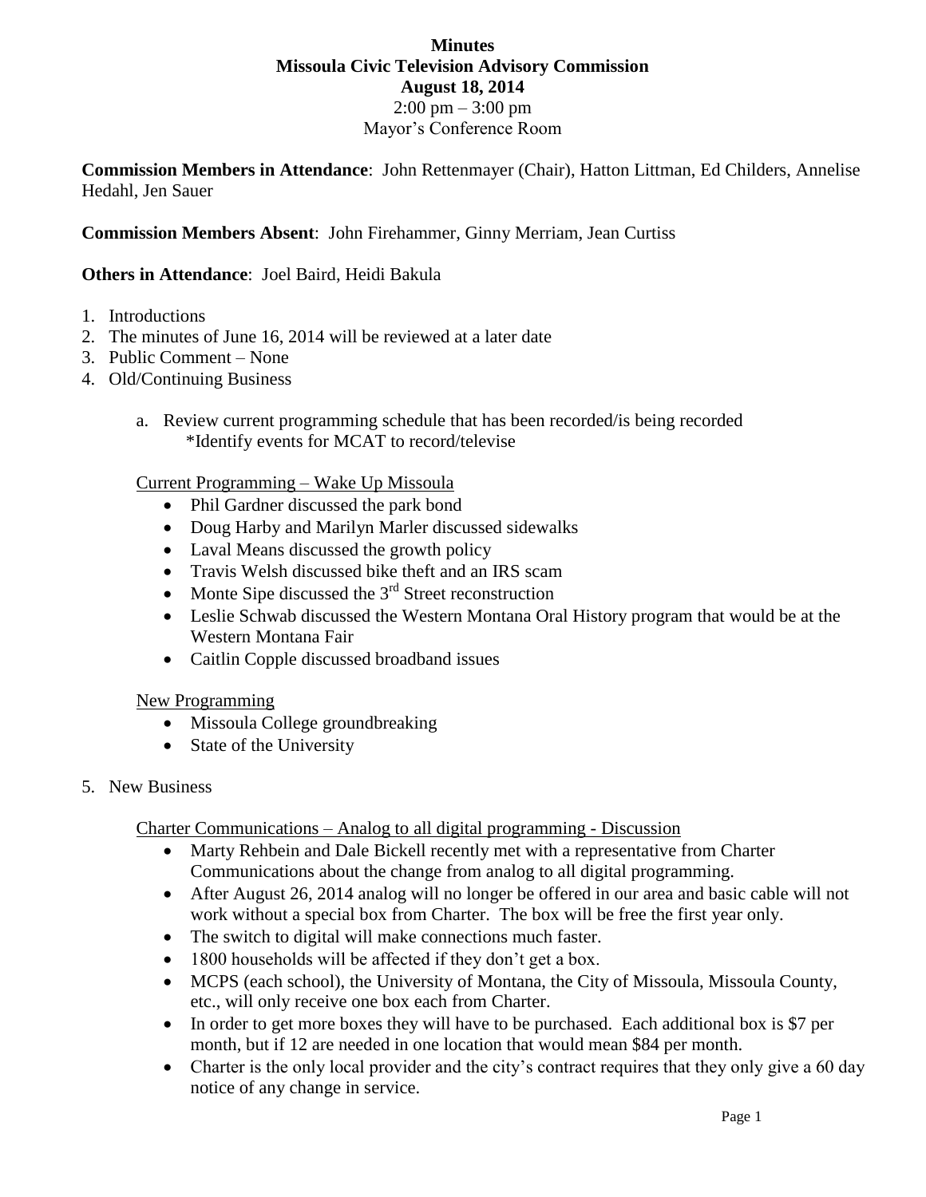**Minutes**
**Missoula Civic Television Advisory Commission**
**August 18, 2014**
2:00 pm – 3:00 pm
Mayor's Conference Room

**Commission Members in Attendance**: John Rettenmayer (Chair), Hatton Littman, Ed Childers, Annelise Hedahl, Jen Sauer

**Commission Members Absent**: John Firehammer, Ginny Merriam, Jean Curtiss

**Others in Attendance**: Joel Baird, Heidi Bakula

1. Introductions
2. The minutes of June 16, 2014 will be reviewed at a later date
3. Public Comment – None
4. Old/Continuing Business

   a. Review current programming schedule that has been recorded/is being recorded
      *Identify events for MCAT to record/televise

   Current Programming – Wake Up Missoula
   - Phil Gardner discussed the park bond
   - Doug Harby and Marilyn Marler discussed sidewalks
   - Laval Means discussed the growth policy
   - Travis Welsh discussed bike theft and an IRS scam
   - Monte Sipe discussed the 3rd Street reconstruction
   - Leslie Schwab discussed the Western Montana Oral History program that would be at the Western Montana Fair
   - Caitlin Copple discussed broadband issues

   New Programming
   - Missoula College groundbreaking
   - State of the University

5. New Business

   Charter Communications – Analog to all digital programming - Discussion
   - Marty Rehbein and Dale Bickell recently met with a representative from Charter Communications about the change from analog to all digital programming.
   - After August 26, 2014 analog will no longer be offered in our area and basic cable will not work without a special box from Charter. The box will be free the first year only.
   - The switch to digital will make connections much faster.
   - 1800 households will be affected if they don't get a box.
   - MCPS (each school), the University of Montana, the City of Missoula, Missoula County, etc., will only receive one box each from Charter.
   - In order to get more boxes they will have to be purchased. Each additional box is $7 per month, but if 12 are needed in one location that would mean $84 per month.
   - Charter is the only local provider and the city's contract requires that they only give a 60 day notice of any change in service.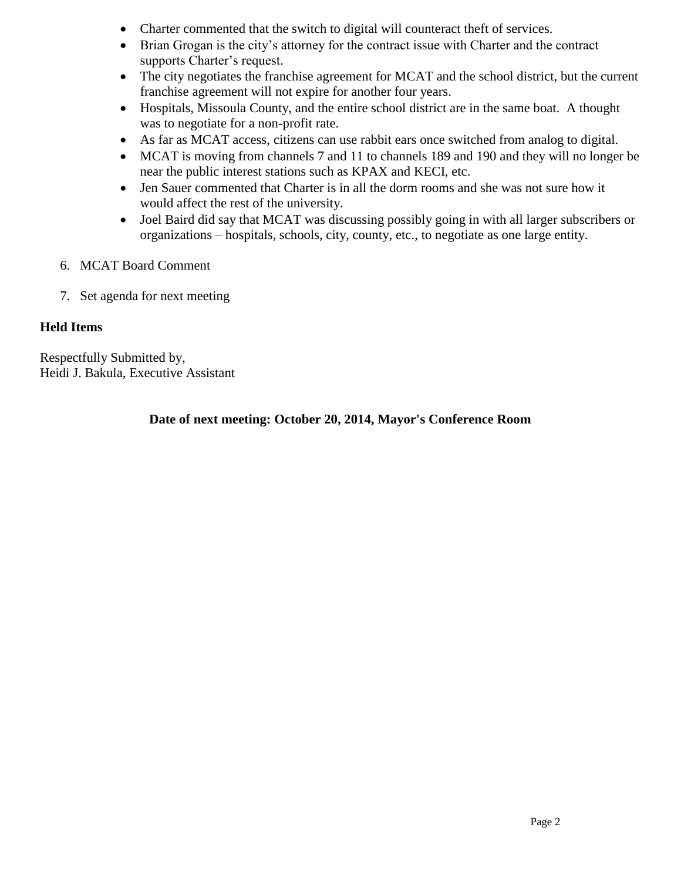- Charter commented that the switch to digital will counteract theft of services.
- Brian Grogan is the city's attorney for the contract issue with Charter and the contract supports Charter's request.
- The city negotiates the franchise agreement for MCAT and the school district, but the current franchise agreement will not expire for another four years.
- Hospitals, Missoula County, and the entire school district are in the same boat. A thought was to negotiate for a non-profit rate.
- As far as MCAT access, citizens can use rabbit ears once switched from analog to digital.
- MCAT is moving from channels 7 and 11 to channels 189 and 190 and they will no longer be near the public interest stations such as KPAX and KECI, etc.
- Jen Sauer commented that Charter is in all the dorm rooms and she was not sure how it would affect the rest of the university.
- Joel Baird did say that MCAT was discussing possibly going in with all larger subscribers or organizations – hospitals, schools, city, county, etc., to negotiate as one large entity.

6. MCAT Board Comment

7. Set agenda for next meeting

**Held Items**

Respectfully Submitted by,
Heidi J. Bakula, Executive Assistant

**Date of next meeting: October 20, 2014, Mayor's Conference Room**